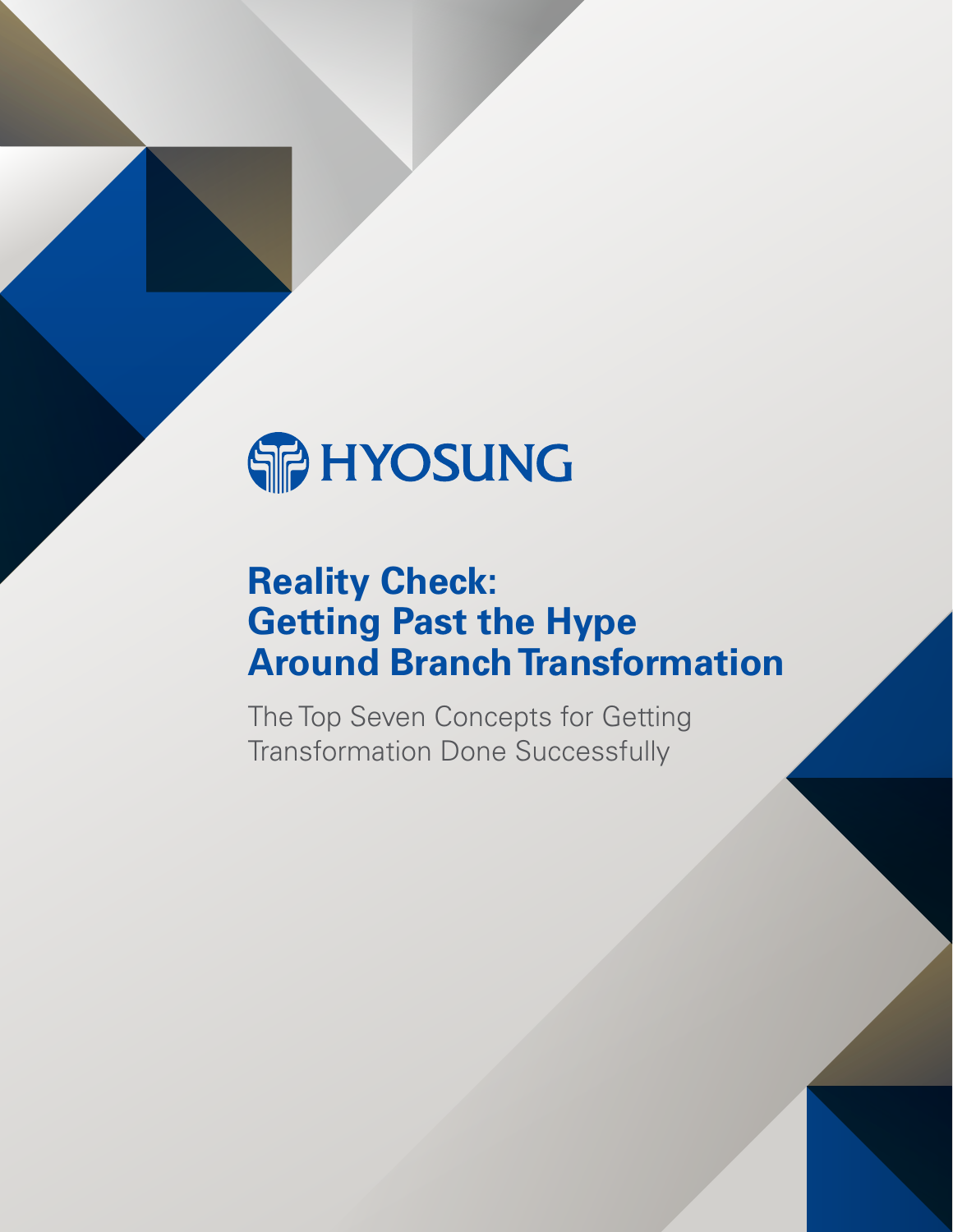HYOSUNG

# Reality Check: Getting Past the Hype Around Branch Transformation

The Top Seven Concepts for Getting Transformation Done Successfully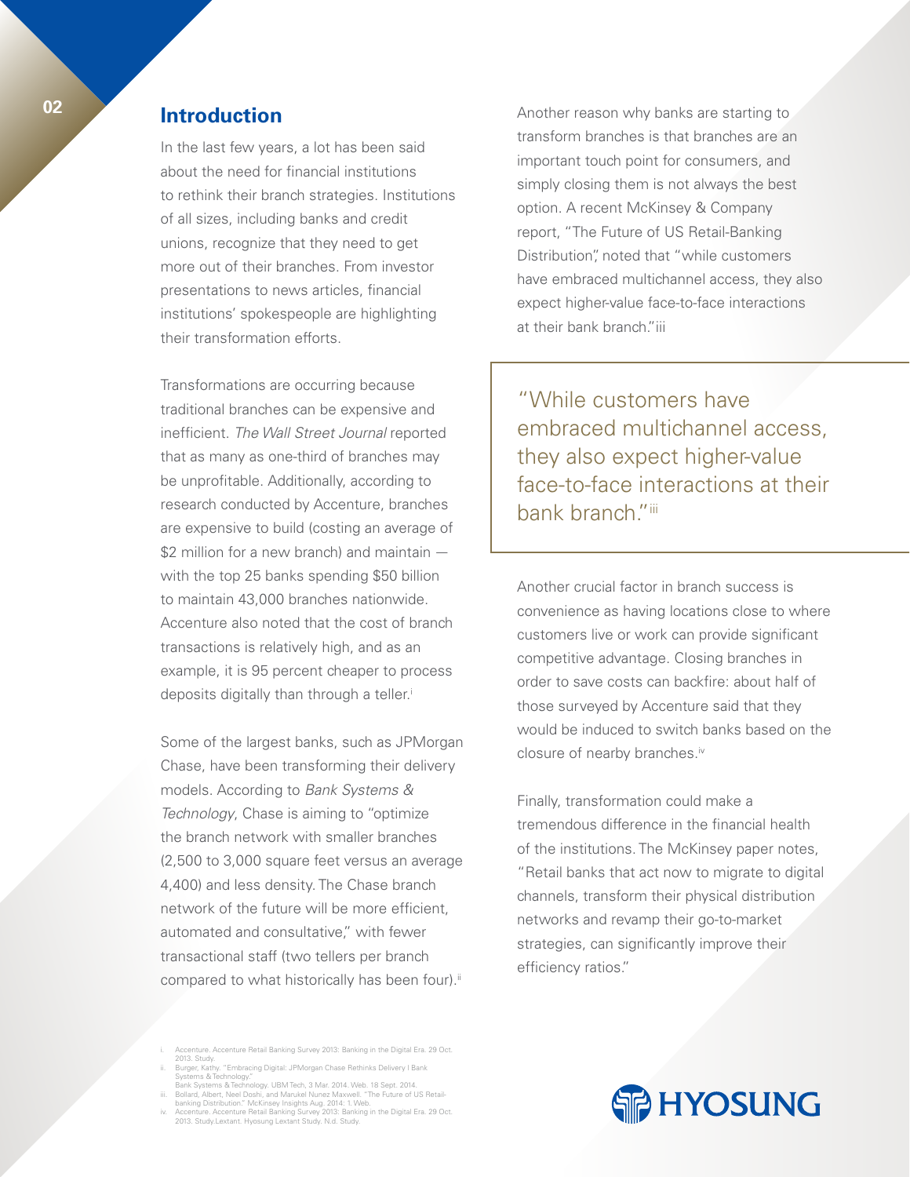## Introduction

In the last few years, a lot has been said about the need for financial institutions to rethink their branch strategies. Institutions of all sizes, including banks and credit unions, recognize that they need to get more out of their branches. From investor presentations to news articles, financial institutions' spokespeople are highlighting their transformation efforts.

Transformations are occurring because traditional branches can be expensive and inefficient. *The Wall Street Journal* reported that as many as one-third of branches may be unprofitable. Additionally, according to research conducted by Accenture, branches are expensive to build (costing an average of $2 million for a new branch) and maintain — with the top 25 banks spending $50 billion to maintain 43,000 branches nationwide. Accenture also noted that the cost of branch transactions is relatively high, and as an example, it is 95 percent cheaper to process deposits digitally than through a teller.[i]

Some of the largest banks, such as JPMorgan Chase, have been transforming their delivery models. According to *Bank Systems & Technology*, Chase is aiming to "optimize the branch network with smaller branches (2,500 to 3,000 square feet versus an average 4,400) and less density. The Chase branch network of the future will be more efficient, automated and consultative," with fewer transactional staff (two tellers per branch compared to what historically has been four).[ii]

Another reason why banks are starting to transform branches is that branches are an important touch point for consumers, and simply closing them is not always the best option. A recent McKinsey & Company report, "The Future of US Retail-Banking Distribution", noted that "while customers have embraced multichannel access, they also expect higher-value face-to-face interactions at their bank branch."[iii]

> "While customers have embraced multichannel access, they also expect higher-value face-to-face interactions at their bank branch."[iii]

Another crucial factor in branch success is convenience as having locations close to where customers live or work can provide significant competitive advantage. Closing branches in order to save costs can backfire: about half of those surveyed by Accenture said that they would be induced to switch banks based on the closure of nearby branches.[iv]

Finally, transformation could make a tremendous difference in the financial health of the institutions. The McKinsey paper notes, "Retail banks that act now to migrate to digital channels, transform their physical distribution networks and revamp their go-to-market strategies, can significantly improve their efficiency ratios."

---

i. Accenture. Accenture Retail Banking Survey 2013: Banking in the Digital Era. 29 Oct. 2013. Study.
ii. Burger, Kathy. "Embracing Digital: JPMorgan Chase Rethinks Delivery | Bank Systems & Technology." Bank Systems & Technology. UBM Tech, 3 Mar. 2014. Web. 18 Sept. 2014.
iii. Bollard, Albert, Neel Doshi, and Marukel Nunez Maxwell. "The Future of US Retail-banking Distribution." McKinsey Insights Aug. 2014: 1. Web.
iv. Accenture. Accenture Retail Banking Survey 2013: Banking in the Digital Era. 29 Oct. 2013. Study.Lextant. Hyosung Lextant Study. N.d. Study.

HYOSUNG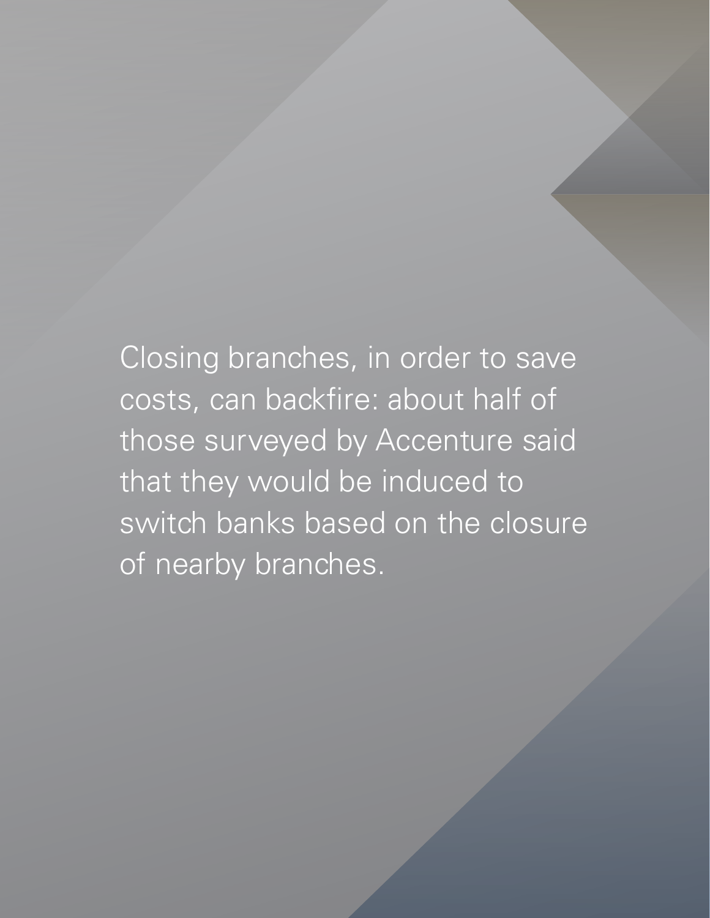Closing branches, in order to save costs, can backfire: about half of those surveyed by Accenture said that they would be induced to switch banks based on the closure of nearby branches.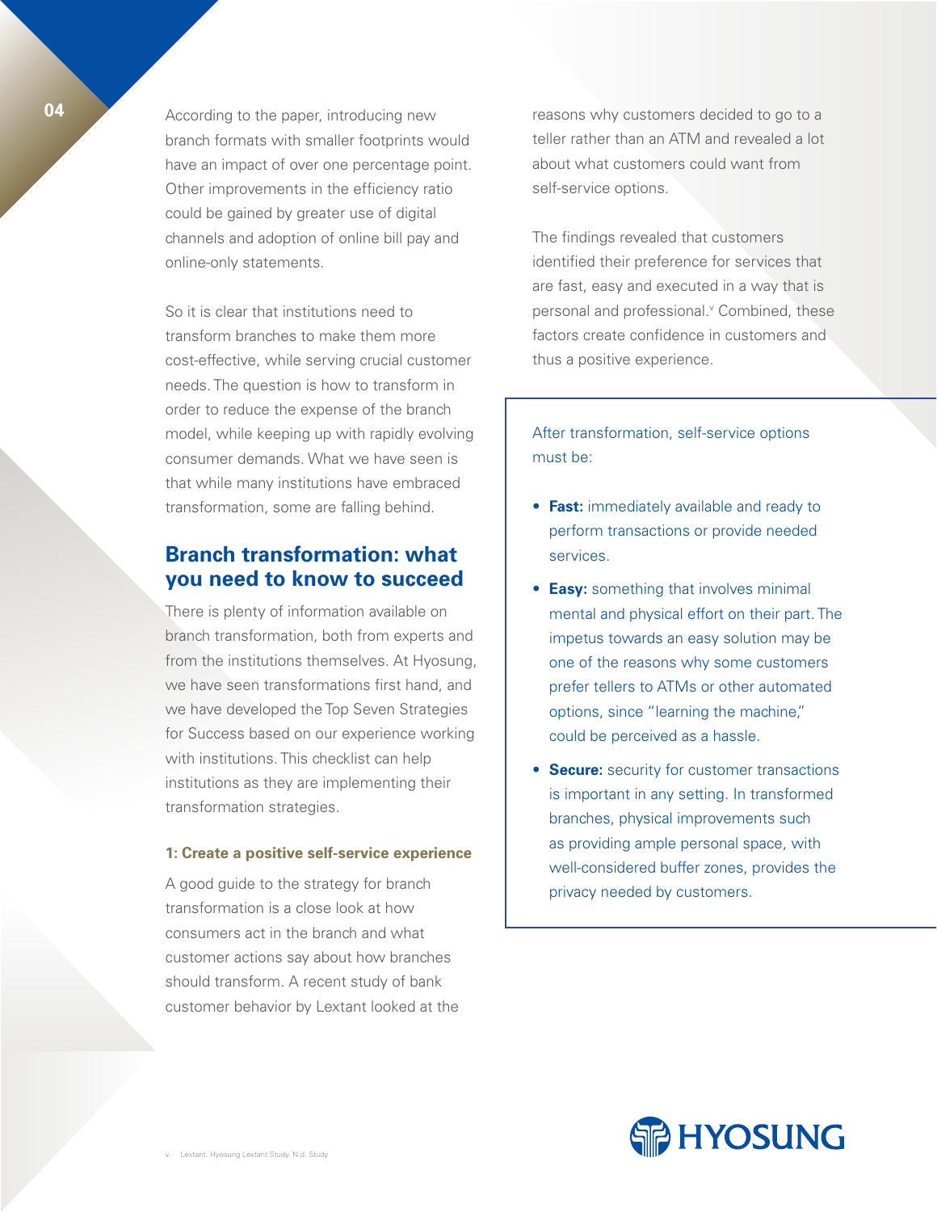According to the paper, introducing new branch formats with smaller footprints would have an impact of over one percentage point. Other improvements in the efficiency ratio could be gained by greater use of digital channels and adoption of online bill pay and online-only statements.

So it is clear that institutions need to transform branches to make them more cost-effective, while serving crucial customer needs. The question is how to transform in order to reduce the expense of the branch model, while keeping up with rapidly evolving consumer demands. What we have seen is that while many institutions have embraced transformation, some are falling behind.

## Branch transformation: what you need to know to succeed

There is plenty of information available on branch transformation, both from experts and from the institutions themselves. At Hyosung, we have seen transformations first hand, and we have developed the Top Seven Strategies for Success based on our experience working with institutions. This checklist can help institutions as they are implementing their transformation strategies.

#### 1: Create a positive self-service experience

A good guide to the strategy for branch transformation is a close look at how consumers act in the branch and what customer actions say about how branches should transform. A recent study of bank customer behavior by Lextant looked at the reasons why customers decided to go to a teller rather than an ATM and revealed a lot about what customers could want from self-service options.

The findings revealed that customers identified their preference for services that are fast, easy and executed in a way that is personal and professional.[v] Combined, these factors create confidence in customers and thus a positive experience.

After transformation, self-service options must be:

- **Fast:** immediately available and ready to perform transactions or provide needed services.
- **Easy:** something that involves minimal mental and physical effort on their part. The impetus towards an easy solution may be one of the reasons why some customers prefer tellers to ATMs or other automated options, since "learning the machine," could be perceived as a hassle.
- **Secure:** security for customer transactions is important in any setting. In transformed branches, physical improvements such as providing ample personal space, with well-considered buffer zones, provides the privacy needed by customers.

v. Lextant. Hyosung Lextant Study. N.d. Study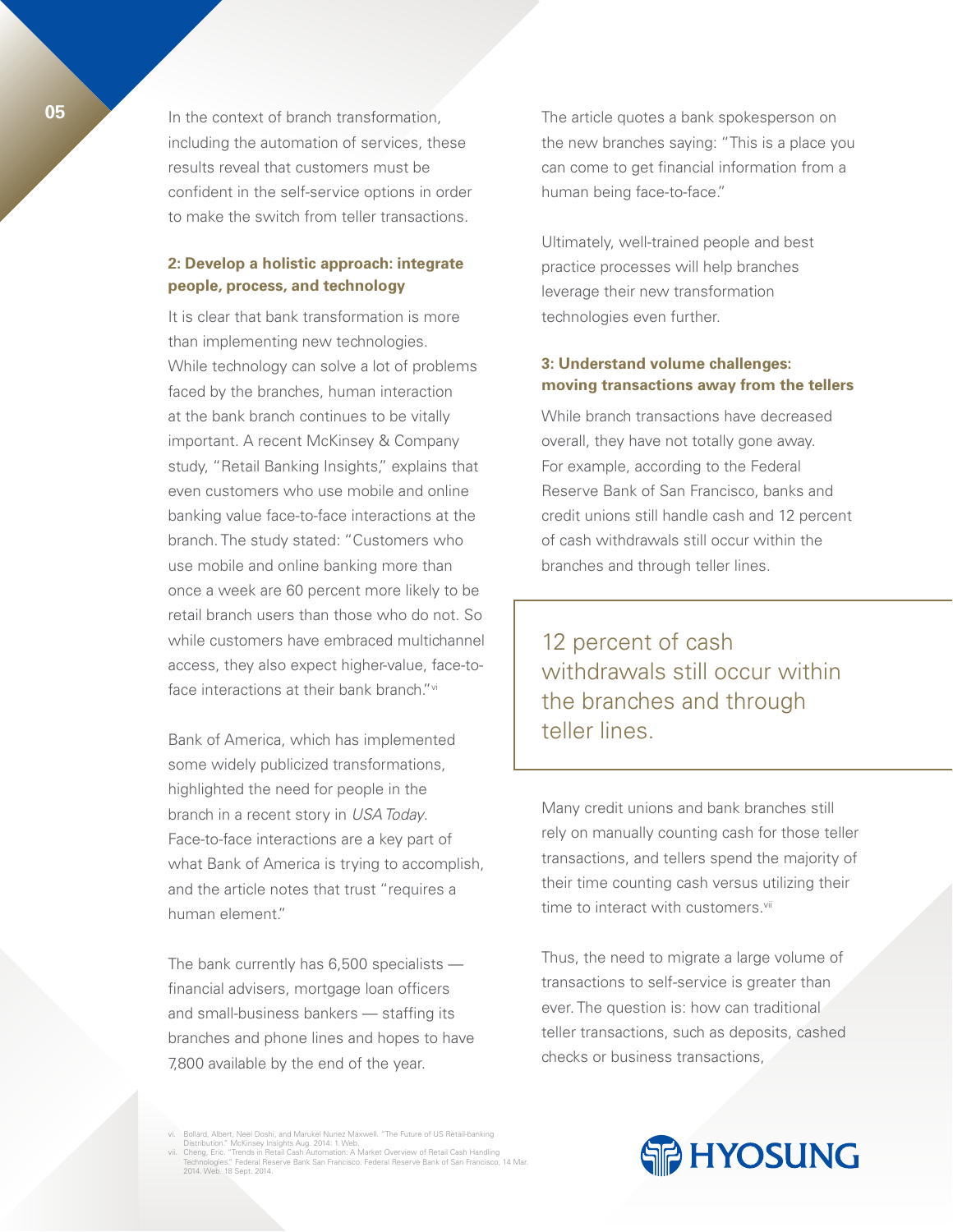In the context of branch transformation, including the automation of services, these results reveal that customers must be confident in the self-service options in order to make the switch from teller transactions.

### 2: Develop a holistic approach: integrate people, process, and technology

It is clear that bank transformation is more than implementing new technologies. While technology can solve a lot of problems faced by the branches, human interaction at the bank branch continues to be vitally important. A recent McKinsey & Company study, "Retail Banking Insights," explains that even customers who use mobile and online banking value face-to-face interactions at the branch. The study stated: "Customers who use mobile and online banking more than once a week are 60 percent more likely to be retail branch users than those who do not. So while customers have embraced multichannel access, they also expect higher-value, face-to-face interactions at their bank branch."[vi]

Bank of America, which has implemented some widely publicized transformations, highlighted the need for people in the branch in a recent story in *USA Today*. Face-to-face interactions are a key part of what Bank of America is trying to accomplish, and the article notes that trust "requires a human element."

The bank currently has 6,500 specialists — financial advisers, mortgage loan officers and small-business bankers — staffing its branches and phone lines and hopes to have 7,800 available by the end of the year.

The article quotes a bank spokesperson on the new branches saying: "This is a place you can come to get financial information from a human being face-to-face."

Ultimately, well-trained people and best practice processes will help branches leverage their new transformation technologies even further.

### 3: Understand volume challenges: moving transactions away from the tellers

While branch transactions have decreased overall, they have not totally gone away. For example, according to the Federal Reserve Bank of San Francisco, banks and credit unions still handle cash and 12 percent of cash withdrawals still occur within the branches and through teller lines.

> 12 percent of cash withdrawals still occur within the branches and through teller lines.

Many credit unions and bank branches still rely on manually counting cash for those teller transactions, and tellers spend the majority of their time counting cash versus utilizing their time to interact with customers.[vii]

Thus, the need to migrate a large volume of transactions to self-service is greater than ever. The question is: how can traditional teller transactions, such as deposits, cashed checks or business transactions,

vi. Bollard, Albert, Neel Doshi, and Marukel Nunez Maxwell. "The Future of US Retail-banking Distribution." McKinsey Insights Aug. 2014: 1. Web.
vii. Cheng, Eric. "Trends in Retail Cash Automation: A Market Overview of Retail Cash Handling Technologies." Federal Reserve Bank San Francisco. Federal Reserve Bank of San Francisco, 14 Mar. 2014. Web. 18 Sept. 2014.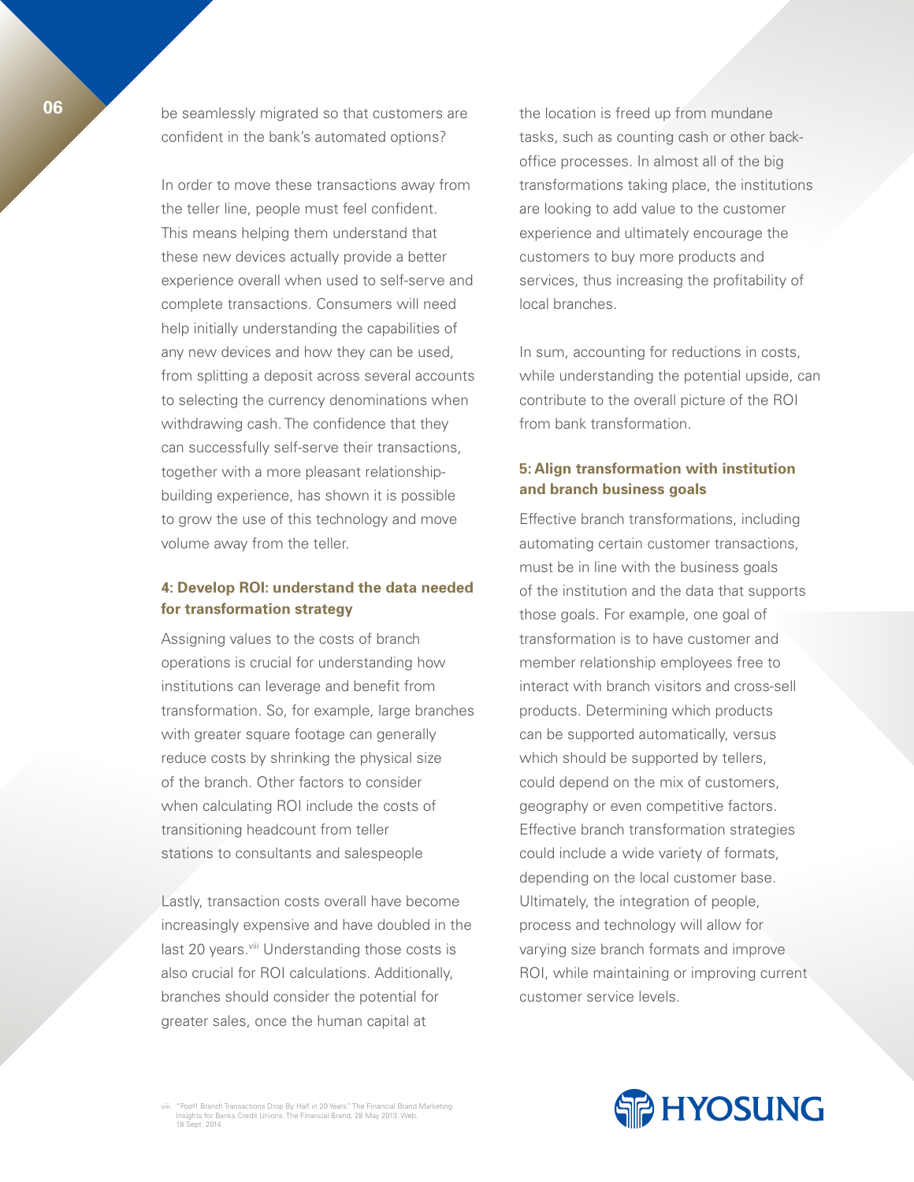be seamlessly migrated so that customers are confident in the bank's automated options?

In order to move these transactions away from the teller line, people must feel confident. This means helping them understand that these new devices actually provide a better experience overall when used to self-serve and complete transactions. Consumers will need help initially understanding the capabilities of any new devices and how they can be used, from splitting a deposit across several accounts to selecting the currency denominations when withdrawing cash. The confidence that they can successfully self-serve their transactions, together with a more pleasant relationship-building experience, has shown it is possible to grow the use of this technology and move volume away from the teller.

### 4: Develop ROI: understand the data needed for transformation strategy

Assigning values to the costs of branch operations is crucial for understanding how institutions can leverage and benefit from transformation. So, for example, large branches with greater square footage can generally reduce costs by shrinking the physical size of the branch. Other factors to consider when calculating ROI include the costs of transitioning headcount from teller stations to consultants and salespeople

Lastly, transaction costs overall have become increasingly expensive and have doubled in the last 20 years.[viii] Understanding those costs is also crucial for ROI calculations. Additionally, branches should consider the potential for greater sales, once the human capital at the location is freed up from mundane tasks, such as counting cash or other back-office processes. In almost all of the big transformations taking place, the institutions are looking to add value to the customer experience and ultimately encourage the customers to buy more products and services, thus increasing the profitability of local branches.

In sum, accounting for reductions in costs, while understanding the potential upside, can contribute to the overall picture of the ROI from bank transformation.

### 5: Align transformation with institution and branch business goals

Effective branch transformations, including automating certain customer transactions, must be in line with the business goals of the institution and the data that supports those goals. For example, one goal of transformation is to have customer and member relationship employees free to interact with branch visitors and cross-sell products. Determining which products can be supported automatically, versus which should be supported by tellers, could depend on the mix of customers, geography or even competitive factors. Effective branch transformation strategies could include a wide variety of formats, depending on the local customer base. Ultimately, the integration of people, process and technology will allow for varying size branch formats and improve ROI, while maintaining or improving current customer service levels.

viii. "Poof! Branch Transactions Drop By Half in 20 Years." The Financial Brand Marketing Insights for Banks Credit Unions. The Financial Brand, 28 May 2013. Web. 18 Sept. 2014.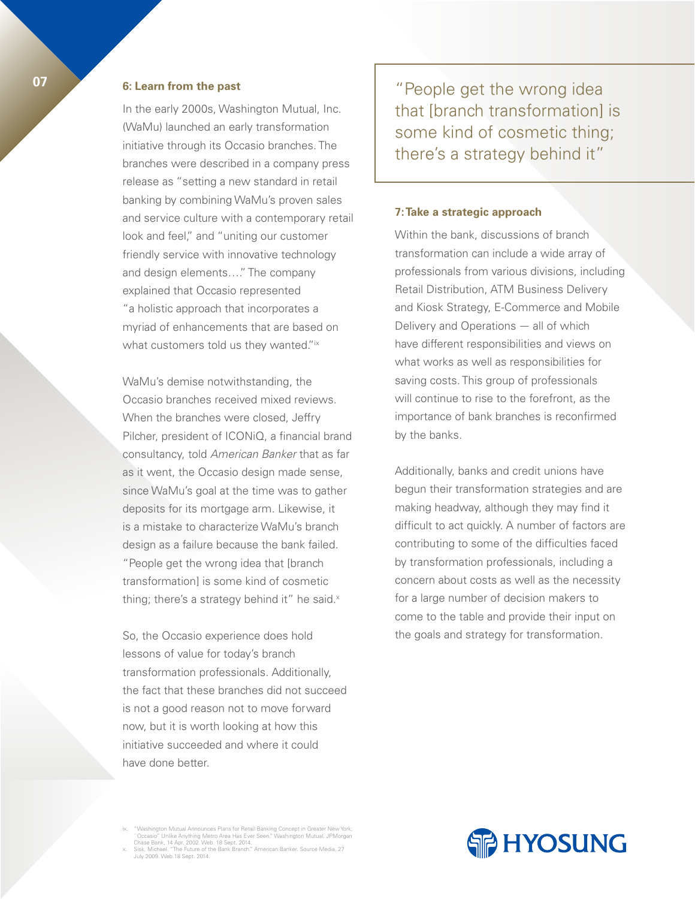## 6: Learn from the past

In the early 2000s, Washington Mutual, Inc. (WaMu) launched an early transformation initiative through its Occasio branches. The branches were described in a company press release as "setting a new standard in retail banking by combining WaMu's proven sales and service culture with a contemporary retail look and feel," and "uniting our customer friendly service with innovative technology and design elements…" The company explained that Occasio represented "a holistic approach that incorporates a myriad of enhancements that are based on what customers told us they wanted."[ix]

WaMu's demise notwithstanding, the Occasio branches received mixed reviews. When the branches were closed, Jeffry Pilcher, president of ICONiQ, a financial brand consultancy, told *American Banker* that as far as it went, the Occasio design made sense, since WaMu's goal at the time was to gather deposits for its mortgage arm. Likewise, it is a mistake to characterize WaMu's branch design as a failure because the bank failed. "People get the wrong idea that [branch transformation] is some kind of cosmetic thing; there's a strategy behind it" he said.[x]

So, the Occasio experience does hold lessons of value for today's branch transformation professionals. Additionally, the fact that these branches did not succeed is not a good reason not to move forward now, but it is worth looking at how this initiative succeeded and where it could have done better.

> "People get the wrong idea that [branch transformation] is some kind of cosmetic thing; there's a strategy behind it"

## 7: Take a strategic approach

Within the bank, discussions of branch transformation can include a wide array of professionals from various divisions, including Retail Distribution, ATM Business Delivery and Kiosk Strategy, E-Commerce and Mobile Delivery and Operations — all of which have different responsibilities and views on what works as well as responsibilities for saving costs. This group of professionals will continue to rise to the forefront, as the importance of bank branches is reconfirmed by the banks.

Additionally, banks and credit unions have begun their transformation strategies and are making headway, although they may find it difficult to act quickly. A number of factors are contributing to some of the difficulties faced by transformation professionals, including a concern about costs as well as the necessity for a large number of decision makers to come to the table and provide their input on the goals and strategy for transformation.

ix. "Washington Mutual Announces Plans for Retail Banking Concept in Greater New York; "Occasio" Unlike Anything Metro Area Has Ever Seen." Washington Mutual. JPMorgan Chase Bank, 14 Apr. 2002. Web. 18 Sept. 2014.

x. Sisk, Michael. "The Future of the Bank Branch." American Banker. Source Media, 27 July 2009. Web.18 Sept. 2014.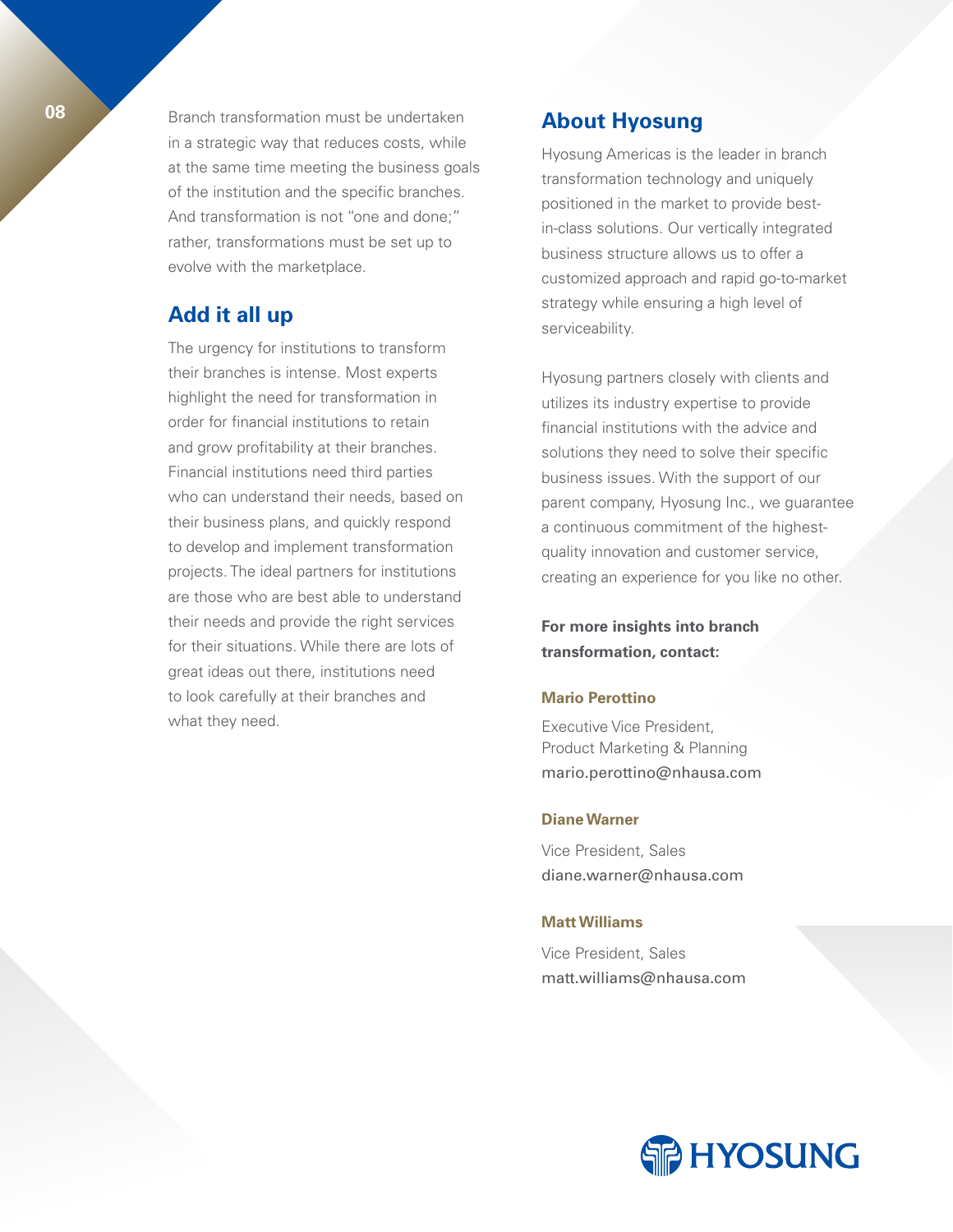Branch transformation must be undertaken in a strategic way that reduces costs, while at the same time meeting the business goals of the institution and the specific branches. And transformation is not "one and done;" rather, transformations must be set up to evolve with the marketplace.

## Add it all up

The urgency for institutions to transform their branches is intense. Most experts highlight the need for transformation in order for financial institutions to retain and grow profitability at their branches. Financial institutions need third parties who can understand their needs, based on their business plans, and quickly respond to develop and implement transformation projects. The ideal partners for institutions are those who are best able to understand their needs and provide the right services for their situations. While there are lots of great ideas out there, institutions need to look carefully at their branches and what they need.

## About Hyosung

Hyosung Americas is the leader in branch transformation technology and uniquely positioned in the market to provide best-in-class solutions. Our vertically integrated business structure allows us to offer a customized approach and rapid go-to-market strategy while ensuring a high level of serviceability.

Hyosung partners closely with clients and utilizes its industry expertise to provide financial institutions with the advice and solutions they need to solve their specific business issues. With the support of our parent company, Hyosung Inc., we guarantee a continuous commitment of the highest-quality innovation and customer service, creating an experience for you like no other.

**For more insights into branch transformation, contact:**

**Mario Perottino**

Executive Vice President,
Product Marketing & Planning
mario.perottino@nhausa.com

**Diane Warner**

Vice President, Sales
diane.warner@nhausa.com

**Matt Williams**

Vice President, Sales
matt.williams@nhausa.com

HYOSUNG